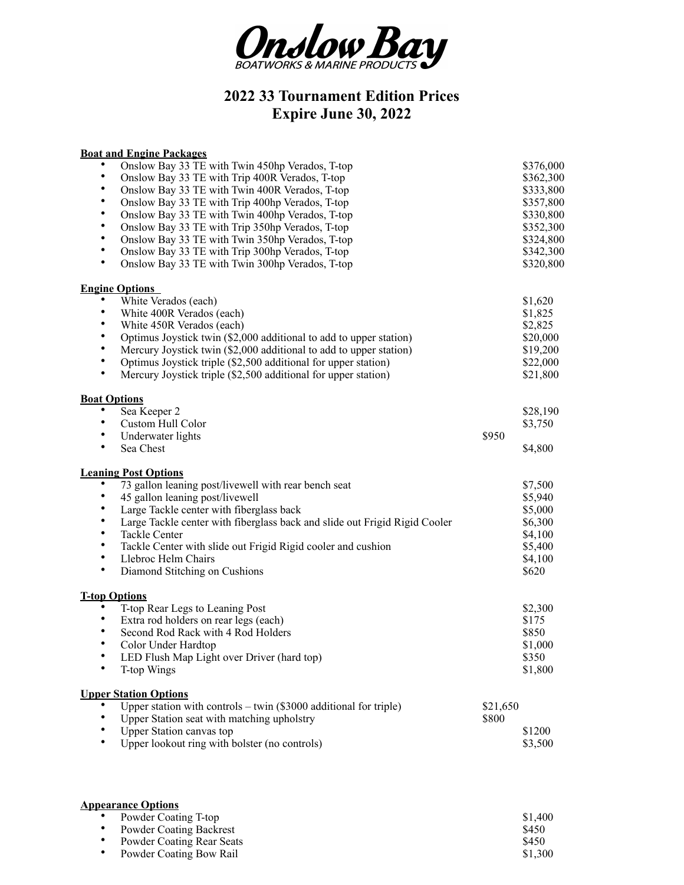Onslow Bay
BOATWORKS & MARINE PRODUCTS

# 2022 33 Tournament Edition Prices
# Expire June 30, 2022

**Boat and Engine Packages**

- Onslow Bay 33 TE with Twin 450hp Verados, T-top $376,000
- Onslow Bay 33 TE with Trip 400R Verados, T-top $362,300
- Onslow Bay 33 TE with Twin 400R Verados, T-top $333,800
- Onslow Bay 33 TE with Trip 400hp Verados, T-top $357,800
- Onslow Bay 33 TE with Twin 400hp Verados, T-top $330,800
- Onslow Bay 33 TE with Trip 350hp Verados, T-top $352,300
- Onslow Bay 33 TE with Twin 350hp Verados, T-top $324,800
- Onslow Bay 33 TE with Trip 300hp Verados, T-top $342,300
- Onslow Bay 33 TE with Twin 300hp Verados, T-top $320,800

**Engine Options**

- White Verados (each) $1,620
- White 400R Verados (each) $1,825
- White 450R Verados (each) $2,825
- Optimus Joystick twin ($2,000 additional to add to upper station) $20,000
- Mercury Joystick twin ($2,000 additional to add to upper station) $19,200
- Optimus Joystick triple ($2,500 additional for upper station) $22,000
- Mercury Joystick triple ($2,500 additional for upper station) $21,800

**Boat Options**

- Sea Keeper 2 $28,190
- Custom Hull Color $3,750
- Underwater lights $950
- Sea Chest $4,800

**Leaning Post Options**

- 73 gallon leaning post/livewell with rear bench seat $7,500
- 45 gallon leaning post/livewell $5,940
- Large Tackle center with fiberglass back $5,000
- Large Tackle center with fiberglass back and slide out Frigid Rigid Cooler $6,300
- Tackle Center $4,100
- Tackle Center with slide out Frigid Rigid cooler and cushion $5,400
- Llebroc Helm Chairs $4,100
- Diamond Stitching on Cushions $620

**T-top Options**

- T-top Rear Legs to Leaning Post $2,300
- Extra rod holders on rear legs (each) $175
- Second Rod Rack with 4 Rod Holders $850
- Color Under Hardtop $1,000
- LED Flush Map Light over Driver (hard top) $350
- T-top Wings $1,800

**Upper Station Options**

- Upper station with controls – twin ($3000 additional for triple) $21,650
- Upper Station seat with matching upholstry $800
- Upper Station canvas top $1200
- Upper lookout ring with bolster (no controls) $3,500

**Appearance Options**

- Powder Coating T-top $1,400
- Powder Coating Backrest $450
- Powder Coating Rear Seats $450
- Powder Coating Bow Rail $1,300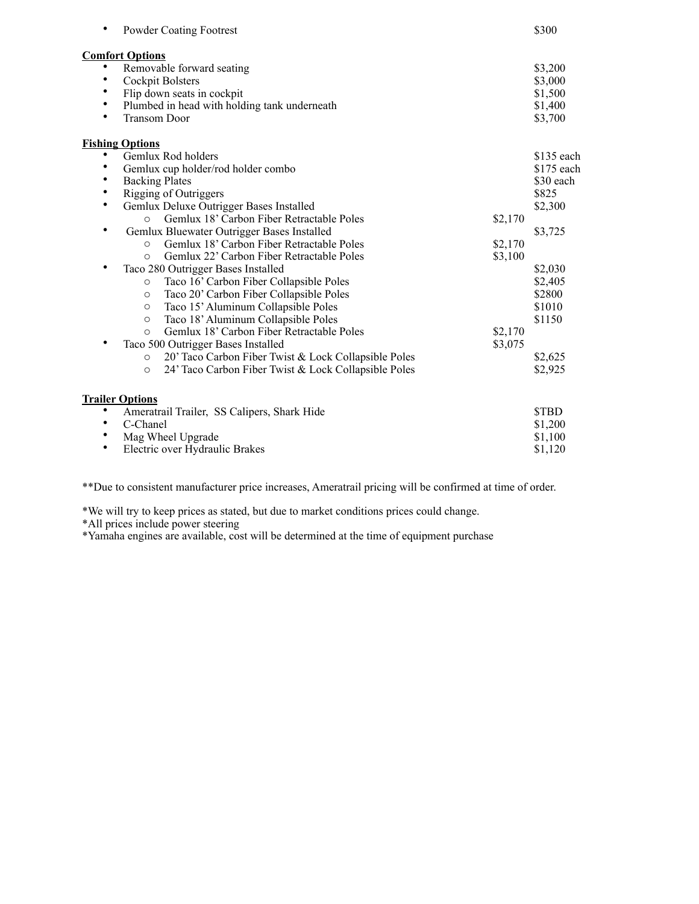- Powder Coating Footrest $300

**Comfort Options**

- Removable forward seating $3,200
- Cockpit Bolsters $3,000
- Flip down seats in cockpit $1,500
- Plumbed in head with holding tank underneath $1,400
- Transom Door $3,700

**Fishing Options**

| | | |
|---|---|---|
| • Gemlux Rod holders | | $135 each |
| • Gemlux cup holder/rod holder combo | | $175 each |
| • Backing Plates | | $30 each |
| • Rigging of Outriggers | | $825 |
| • Gemlux Deluxe Outrigger Bases Installed | | $2,300 |
| ○ Gemlux 18' Carbon Fiber Retractable Poles | $2,170 | |
| • Gemlux Bluewater Outrigger Bases Installed | | $3,725 |
| ○ Gemlux 18' Carbon Fiber Retractable Poles | $2,170 | |
| ○ Gemlux 22' Carbon Fiber Retractable Poles | $3,100 | |
| • Taco 280 Outrigger Bases Installed | | $2,030 |
| ○ Taco 16' Carbon Fiber Collapsible Poles | | $2,405 |
| ○ Taco 20' Carbon Fiber Collapsible Poles | | $2800 |
| ○ Taco 15' Aluminum Collapsible Poles | | $1010 |
| ○ Taco 18' Aluminum Collapsible Poles | | $1150 |
| ○ Gemlux 18' Carbon Fiber Retractable Poles | $2,170 | |
| • Taco 500 Outrigger Bases Installed | $3,075 | |
| ○ 20' Taco Carbon Fiber Twist & Lock Collapsible Poles | | $2,625 |
| ○ 24' Taco Carbon Fiber Twist & Lock Collapsible Poles | | $2,925 |

**Trailer Options**

- Ameratrail Trailer, SS Calipers, Shark Hide $TBD
- C-Chanel $1,200
- Mag Wheel Upgrade $1,100
- Electric over Hydraulic Brakes $1,120

**Due to consistent manufacturer price increases, Ameratrail pricing will be confirmed at time of order.

*We will try to keep prices as stated, but due to market conditions prices could change.
*All prices include power steering
*Yamaha engines are available, cost will be determined at the time of equipment purchase